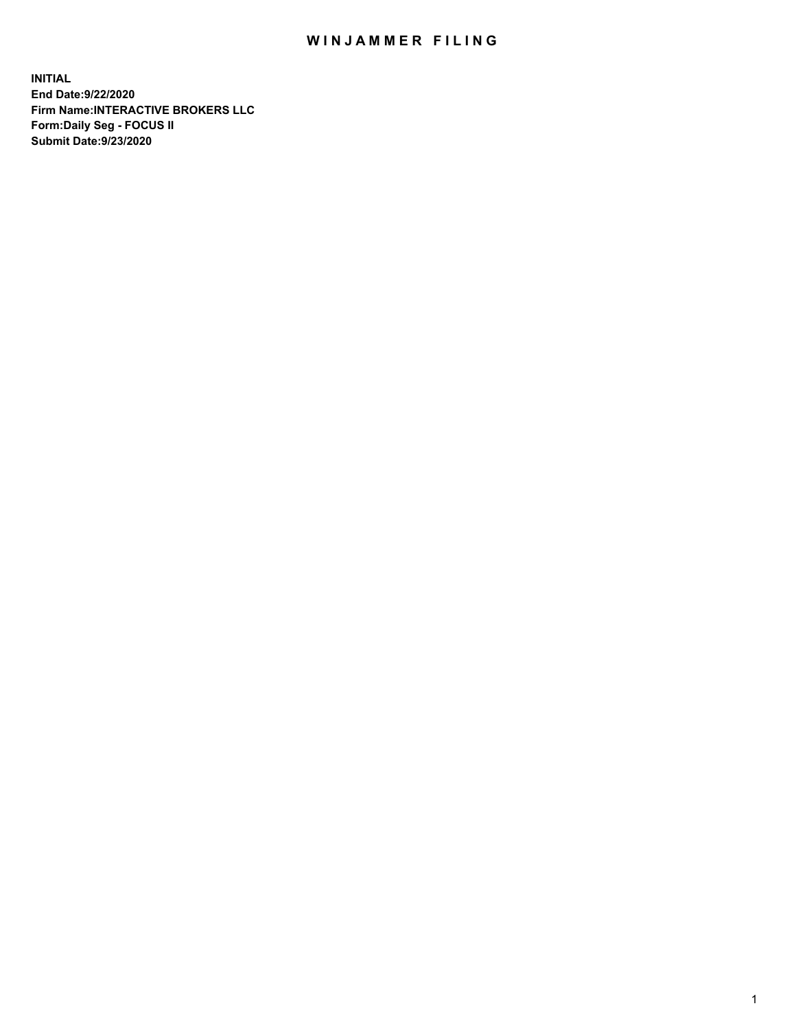# WINJAMMER FILING

**INITIAL**
**End Date:9/22/2020**
**Firm Name:INTERACTIVE BROKERS LLC**
**Form:Daily Seg - FOCUS II**
**Submit Date:9/23/2020**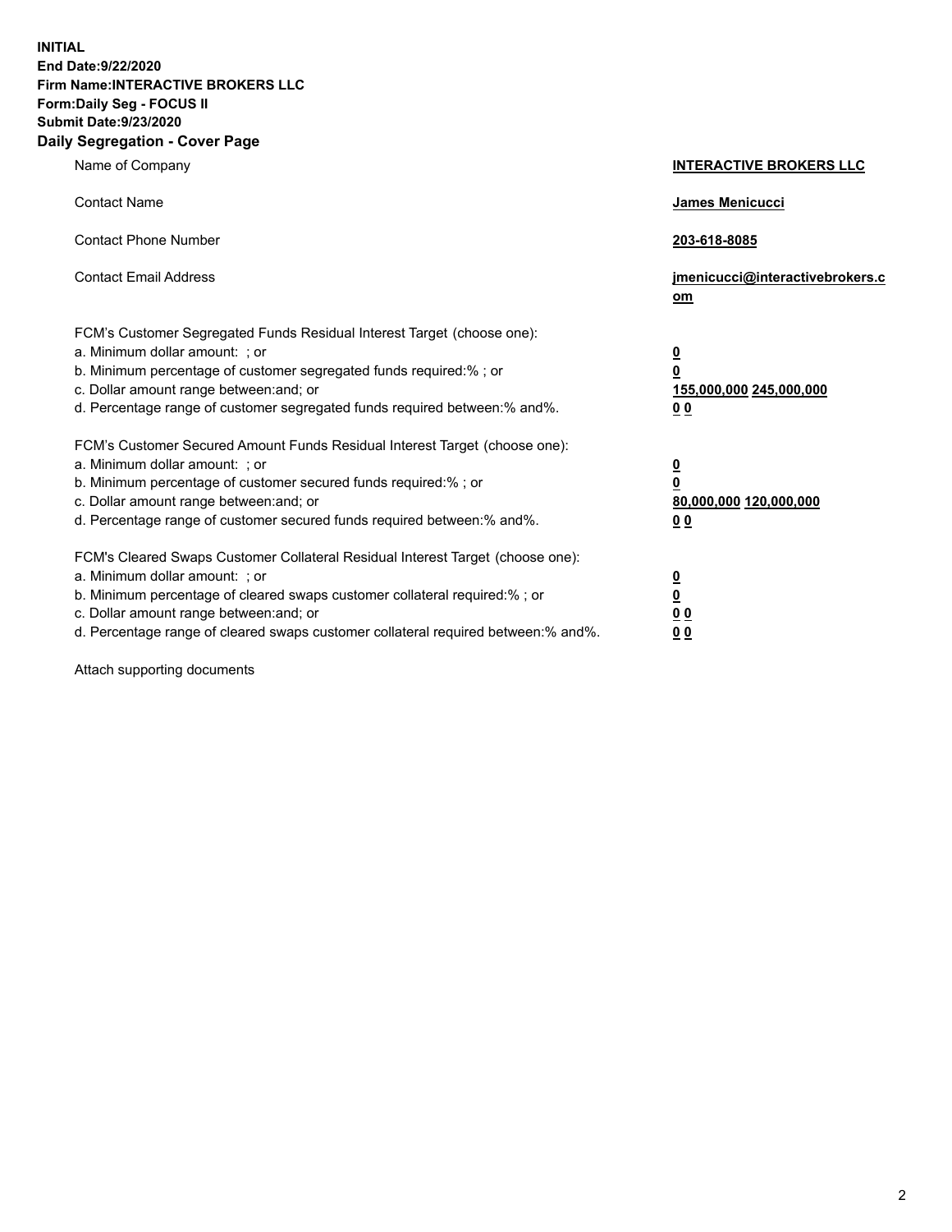**INITIAL**
**End Date:9/22/2020**
**Firm Name:INTERACTIVE BROKERS LLC**
**Form:Daily Seg - FOCUS II**
**Submit Date:9/23/2020**

## Daily Segregation - Cover Page

| | |
|---|---|
| Name of Company | **INTERACTIVE BROKERS LLC** |
| Contact Name | **James Menicucci** |
| Contact Phone Number | **203-618-8085** |
| Contact Email Address | **jmenicucci@interactivebrokers.com** |

FCM's Customer Segregated Funds Residual Interest Target (choose one):

| | |
|---|---|
| a. Minimum dollar amount: ; or | **0** |
| b. Minimum percentage of customer segregated funds required:% ; or | **0** |
| c. Dollar amount range between:and; or | **155,000,000 245,000,000** |
| d. Percentage range of customer segregated funds required between:% and%. | **0 0** |

FCM's Customer Secured Amount Funds Residual Interest Target (choose one):

| | |
|---|---|
| a. Minimum dollar amount: ; or | **0** |
| b. Minimum percentage of customer secured funds required:% ; or | **0** |
| c. Dollar amount range between:and; or | **80,000,000 120,000,000** |
| d. Percentage range of customer secured funds required between:% and%. | **0 0** |

FCM's Cleared Swaps Customer Collateral Residual Interest Target (choose one):

| | |
|---|---|
| a. Minimum dollar amount: ; or | **0** |
| b. Minimum percentage of cleared swaps customer collateral required:% ; or | **0** |
| c. Dollar amount range between:and; or | **0 0** |
| d. Percentage range of cleared swaps customer collateral required between:% and%. | **0 0** |

Attach supporting documents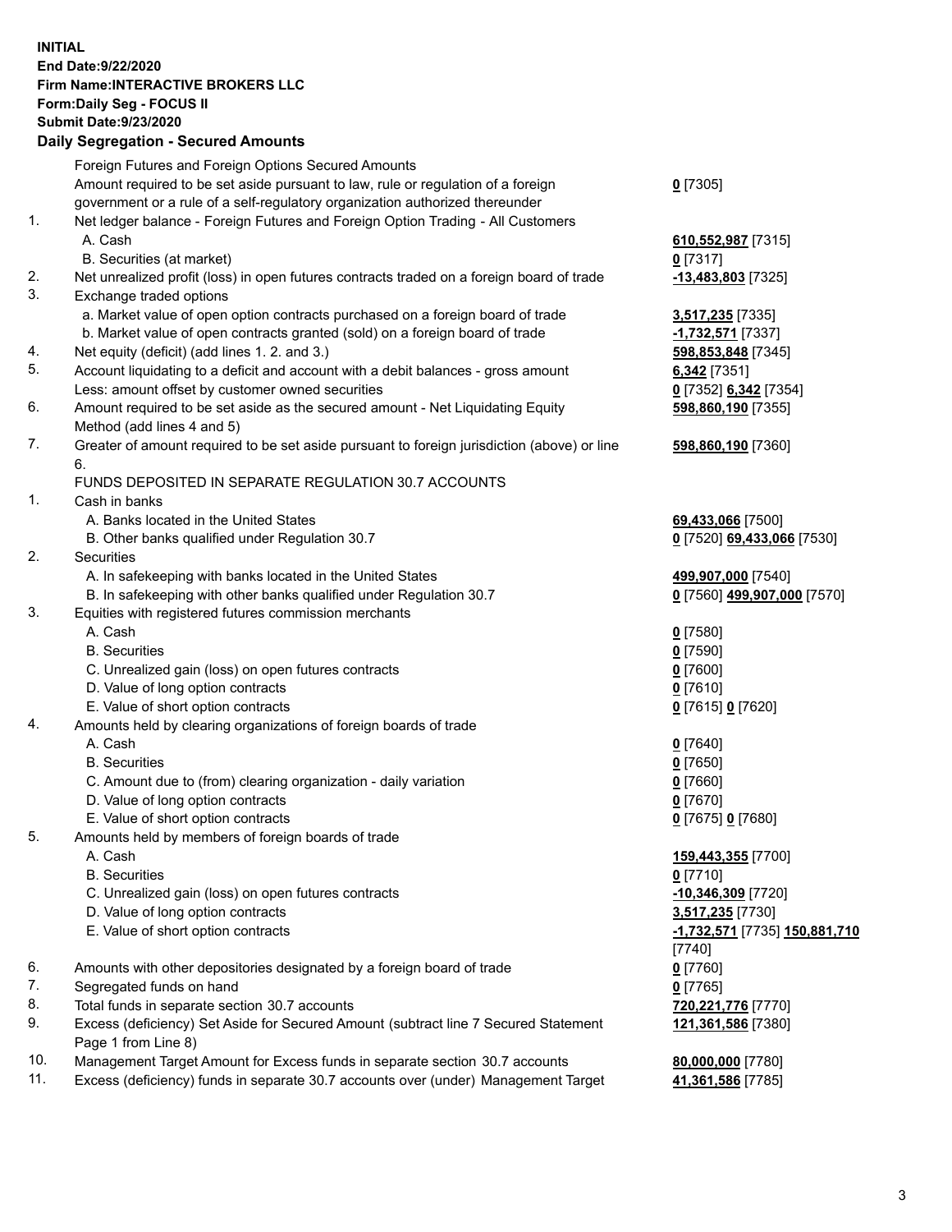**INITIAL**
**End Date:9/22/2020**
**Firm Name:INTERACTIVE BROKERS LLC**
**Form:Daily Seg - FOCUS II**
**Submit Date:9/23/2020**

## Daily Segregation - Secured Amounts

| | | |
|---|---|---|
| | Foreign Futures and Foreign Options Secured Amounts | |
| | Amount required to be set aside pursuant to law, rule or regulation of a foreign government or a rule of a self-regulatory organization authorized thereunder | **0** [7305] |
| 1. | Net ledger balance - Foreign Futures and Foreign Option Trading - All Customers | |
| | A. Cash | **610,552,987** [7315] |
| | B. Securities (at market) | **0** [7317] |
| 2. | Net unrealized profit (loss) in open futures contracts traded on a foreign board of trade | **-13,483,803** [7325] |
| 3. | Exchange traded options | |
| | a. Market value of open option contracts purchased on a foreign board of trade | **3,517,235** [7335] |
| | b. Market value of open contracts granted (sold) on a foreign board of trade | **-1,732,571** [7337] |
| 4. | Net equity (deficit) (add lines 1. 2. and 3.) | **598,853,848** [7345] |
| 5. | Account liquidating to a deficit and account with a debit balances - gross amount | **6,342** [7351] |
| | Less: amount offset by customer owned securities | **0** [7352] **6,342** [7354] |
| 6. | Amount required to be set aside as the secured amount - Net Liquidating Equity Method (add lines 4 and 5) | **598,860,190** [7355] |
| 7. | Greater of amount required to be set aside pursuant to foreign jurisdiction (above) or line 6. | **598,860,190** [7360] |
| | FUNDS DEPOSITED IN SEPARATE REGULATION 30.7 ACCOUNTS | |
| 1. | Cash in banks | |
| | A. Banks located in the United States | **69,433,066** [7500] |
| | B. Other banks qualified under Regulation 30.7 | **0** [7520] **69,433,066** [7530] |
| 2. | Securities | |
| | A. In safekeeping with banks located in the United States | **499,907,000** [7540] |
| | B. In safekeeping with other banks qualified under Regulation 30.7 | **0** [7560] **499,907,000** [7570] |
| 3. | Equities with registered futures commission merchants | |
| | A. Cash | **0** [7580] |
| | B. Securities | **0** [7590] |
| | C. Unrealized gain (loss) on open futures contracts | **0** [7600] |
| | D. Value of long option contracts | **0** [7610] |
| | E. Value of short option contracts | **0** [7615] **0** [7620] |
| 4. | Amounts held by clearing organizations of foreign boards of trade | |
| | A. Cash | **0** [7640] |
| | B. Securities | **0** [7650] |
| | C. Amount due to (from) clearing organization - daily variation | **0** [7660] |
| | D. Value of long option contracts | **0** [7670] |
| | E. Value of short option contracts | **0** [7675] **0** [7680] |
| 5. | Amounts held by members of foreign boards of trade | |
| | A. Cash | **159,443,355** [7700] |
| | B. Securities | **0** [7710] |
| | C. Unrealized gain (loss) on open futures contracts | **-10,346,309** [7720] |
| | D. Value of long option contracts | **3,517,235** [7730] |
| | E. Value of short option contracts | **-1,732,571** [7735] **150,881,710** [7740] |
| 6. | Amounts with other depositories designated by a foreign board of trade | **0** [7760] |
| 7. | Segregated funds on hand | **0** [7765] |
| 8. | Total funds in separate section 30.7 accounts | **720,221,776** [7770] |
| 9. | Excess (deficiency) Set Aside for Secured Amount (subtract line 7 Secured Statement Page 1 from Line 8) | **121,361,586** [7380] |
| 10. | Management Target Amount for Excess funds in separate section 30.7 accounts | **80,000,000** [7780] |
| 11. | Excess (deficiency) funds in separate 30.7 accounts over (under) Management Target | **41,361,586** [7785] |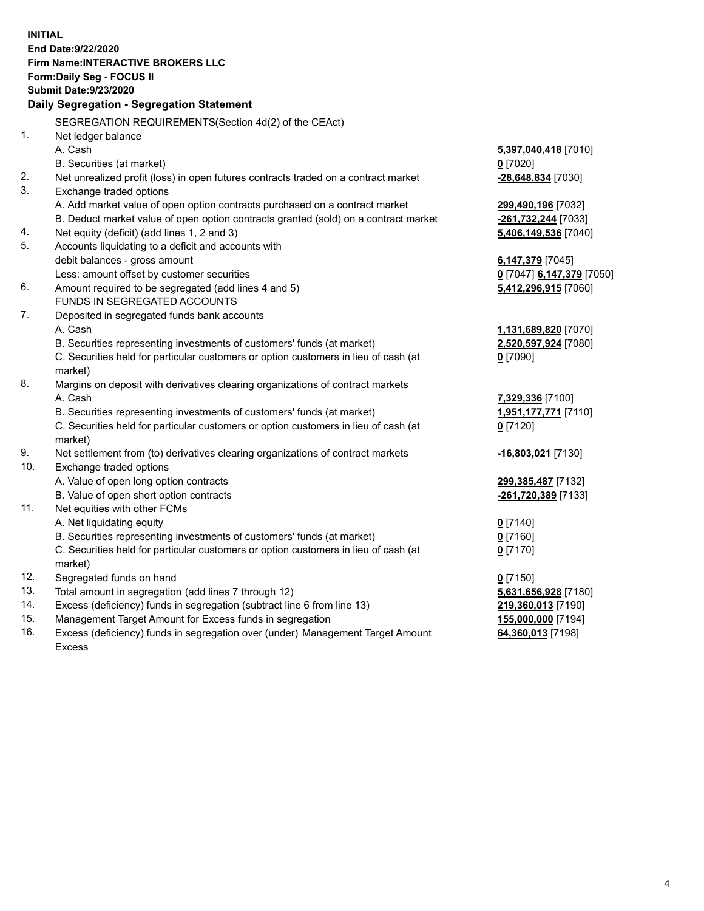**INITIAL**
**End Date:9/22/2020**
**Firm Name:INTERACTIVE BROKERS LLC**
**Form:Daily Seg - FOCUS II**
**Submit Date:9/23/2020**

**Daily Segregation - Segregation Statement**

SEGREGATION REQUIREMENTS(Section 4d(2) of the CEAct)

| | | |
|---|---|---|
| 1. | Net ledger balance | |
| | A. Cash | **5,397,040,418** [7010] |
| | B. Securities (at market) | **0** [7020] |
| 2. | Net unrealized profit (loss) in open futures contracts traded on a contract market | **-28,648,834** [7030] |
| 3. | Exchange traded options | |
| | A. Add market value of open option contracts purchased on a contract market | **299,490,196** [7032] |
| | B. Deduct market value of open option contracts granted (sold) on a contract market | **-261,732,244** [7033] |
| 4. | Net equity (deficit) (add lines 1, 2 and 3) | **5,406,149,536** [7040] |
| 5. | Accounts liquidating to a deficit and accounts with debit balances - gross amount | **6,147,379** [7045] |
| | Less: amount offset by customer securities | **0** [7047] **6,147,379** [7050] |
| 6. | Amount required to be segregated (add lines 4 and 5) | **5,412,296,915** [7060] |
| | FUNDS IN SEGREGATED ACCOUNTS | |
| 7. | Deposited in segregated funds bank accounts | |
| | A. Cash | **1,131,689,820** [7070] |
| | B. Securities representing investments of customers' funds (at market) | **2,520,597,924** [7080] |
| | C. Securities held for particular customers or option customers in lieu of cash (at market) | **0** [7090] |
| 8. | Margins on deposit with derivatives clearing organizations of contract markets | |
| | A. Cash | **7,329,336** [7100] |
| | B. Securities representing investments of customers' funds (at market) | **1,951,177,771** [7110] |
| | C. Securities held for particular customers or option customers in lieu of cash (at market) | **0** [7120] |
| 9. | Net settlement from (to) derivatives clearing organizations of contract markets | **-16,803,021** [7130] |
| 10. | Exchange traded options | |
| | A. Value of open long option contracts | **299,385,487** [7132] |
| | B. Value of open short option contracts | **-261,720,389** [7133] |
| 11. | Net equities with other FCMs | |
| | A. Net liquidating equity | **0** [7140] |
| | B. Securities representing investments of customers' funds (at market) | **0** [7160] |
| | C. Securities held for particular customers or option customers in lieu of cash (at market) | **0** [7170] |
| 12. | Segregated funds on hand | **0** [7150] |
| 13. | Total amount in segregation (add lines 7 through 12) | **5,631,656,928** [7180] |
| 14. | Excess (deficiency) funds in segregation (subtract line 6 from line 13) | **219,360,013** [7190] |
| 15. | Management Target Amount for Excess funds in segregation | **155,000,000** [7194] |
| 16. | Excess (deficiency) funds in segregation over (under) Management Target Amount Excess | **64,360,013** [7198] |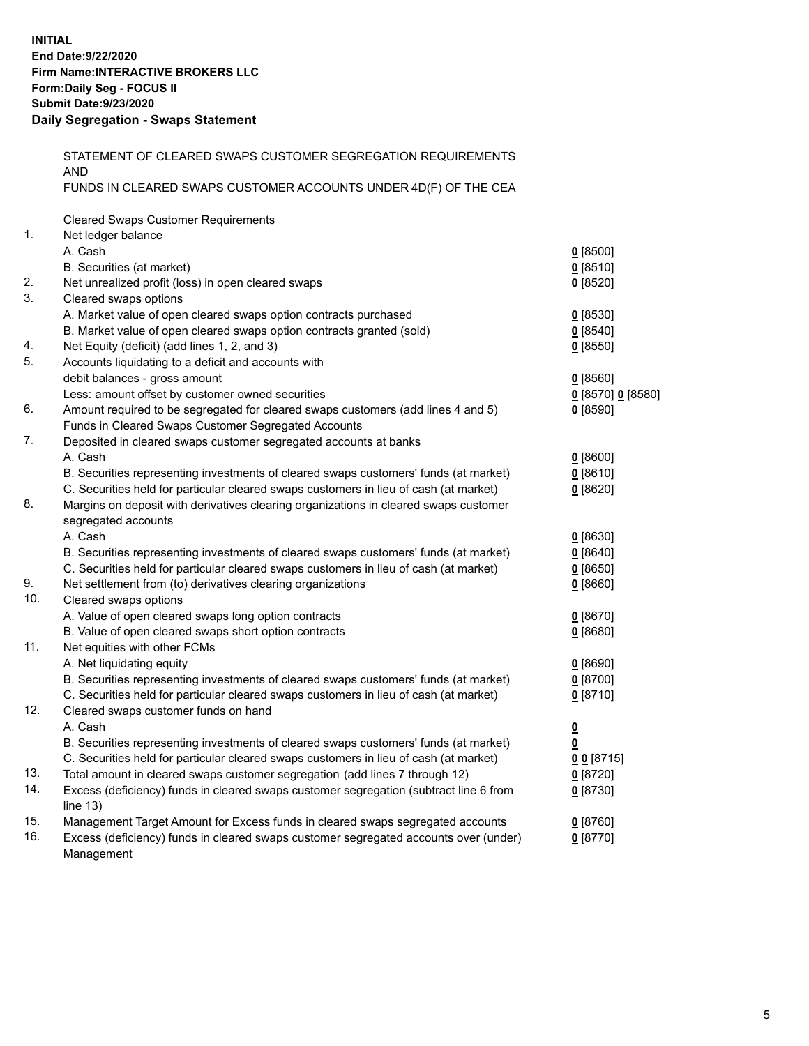**INITIAL**
**End Date:9/22/2020**
**Firm Name:INTERACTIVE BROKERS LLC**
**Form:Daily Seg - FOCUS II**
**Submit Date:9/23/2020**
**Daily Segregation - Swaps Statement**

STATEMENT OF CLEARED SWAPS CUSTOMER SEGREGATION REQUIREMENTS AND
FUNDS IN CLEARED SWAPS CUSTOMER ACCOUNTS UNDER 4D(F) OF THE CEA

| | | |
|---|---|---|
| | Cleared Swaps Customer Requirements | |
| 1. | Net ledger balance | |
| | A. Cash | 0 [8500] |
| | B. Securities (at market) | 0 [8510] |
| 2. | Net unrealized profit (loss) in open cleared swaps | 0 [8520] |
| 3. | Cleared swaps options | |
| | A. Market value of open cleared swaps option contracts purchased | 0 [8530] |
| | B. Market value of open cleared swaps option contracts granted (sold) | 0 [8540] |
| 4. | Net Equity (deficit) (add lines 1, 2, and 3) | 0 [8550] |
| 5. | Accounts liquidating to a deficit and accounts with debit balances - gross amount | 0 [8560] |
| | Less: amount offset by customer owned securities | 0 [8570] 0 [8580] |
| 6. | Amount required to be segregated for cleared swaps customers (add lines 4 and 5) | 0 [8590] |
| | Funds in Cleared Swaps Customer Segregated Accounts | |
| 7. | Deposited in cleared swaps customer segregated accounts at banks | |
| | A. Cash | 0 [8600] |
| | B. Securities representing investments of cleared swaps customers' funds (at market) | 0 [8610] |
| | C. Securities held for particular cleared swaps customers in lieu of cash (at market) | 0 [8620] |
| 8. | Margins on deposit with derivatives clearing organizations in cleared swaps customer segregated accounts | |
| | A. Cash | 0 [8630] |
| | B. Securities representing investments of cleared swaps customers' funds (at market) | 0 [8640] |
| | C. Securities held for particular cleared swaps customers in lieu of cash (at market) | 0 [8650] |
| 9. | Net settlement from (to) derivatives clearing organizations | 0 [8660] |
| 10. | Cleared swaps options | |
| | A. Value of open cleared swaps long option contracts | 0 [8670] |
| | B. Value of open cleared swaps short option contracts | 0 [8680] |
| 11. | Net equities with other FCMs | |
| | A. Net liquidating equity | 0 [8690] |
| | B. Securities representing investments of cleared swaps customers' funds (at market) | 0 [8700] |
| | C. Securities held for particular cleared swaps customers in lieu of cash (at market) | 0 [8710] |
| 12. | Cleared swaps customer funds on hand | |
| | A. Cash | 0 |
| | B. Securities representing investments of cleared swaps customers' funds (at market) | 0 |
| | C. Securities held for particular cleared swaps customers in lieu of cash (at market) | 0 0 [8715] |
| 13. | Total amount in cleared swaps customer segregation (add lines 7 through 12) | 0 [8720] |
| 14. | Excess (deficiency) funds in cleared swaps customer segregation (subtract line 6 from line 13) | 0 [8730] |
| 15. | Management Target Amount for Excess funds in cleared swaps segregated accounts | 0 [8760] |
| 16. | Excess (deficiency) funds in cleared swaps customer segregated accounts over (under) Management | 0 [8770] |